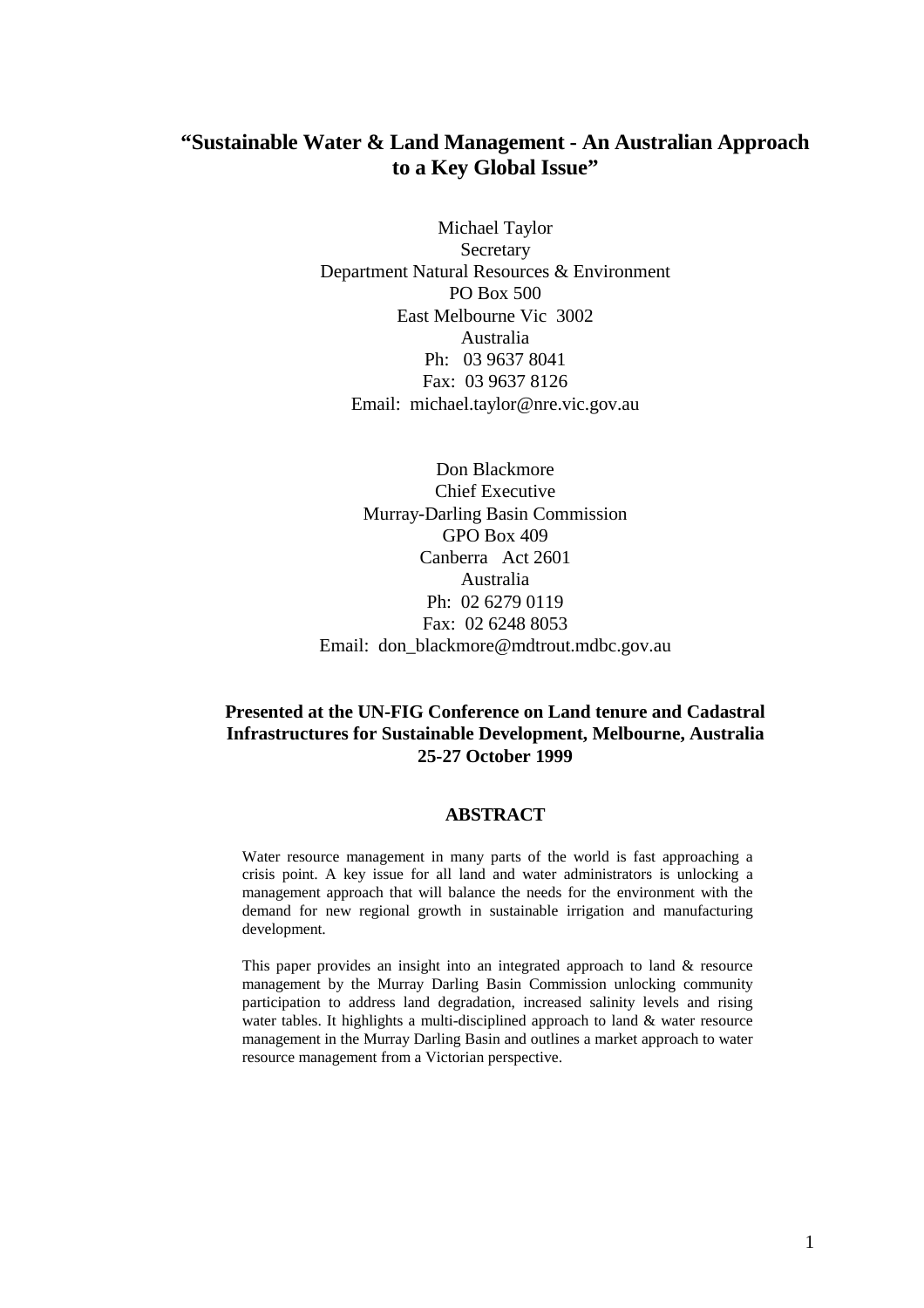# "Sustainable Water & Land Management - An Australian Approach to a Key Global Issue"

Michael Taylor
Secretary
Department Natural Resources & Environment
PO Box 500
East Melbourne Vic 3002
Australia
Ph: 03 9637 8041
Fax: 03 9637 8126
Email: michael.taylor@nre.vic.gov.au

Don Blackmore
Chief Executive
Murray-Darling Basin Commission
GPO Box 409
Canberra Act 2601
Australia
Ph: 02 6279 0119
Fax: 02 6248 8053
Email: don_blackmore@mdtrout.mdbc.gov.au

**Presented at the UN-FIG Conference on Land tenure and Cadastral Infrastructures for Sustainable Development, Melbourne, Australia 25-27 October 1999**

## ABSTRACT

Water resource management in many parts of the world is fast approaching a crisis point. A key issue for all land and water administrators is unlocking a management approach that will balance the needs for the environment with the demand for new regional growth in sustainable irrigation and manufacturing development.

This paper provides an insight into an integrated approach to land & resource management by the Murray Darling Basin Commission unlocking community participation to address land degradation, increased salinity levels and rising water tables. It highlights a multi-disciplined approach to land & water resource management in the Murray Darling Basin and outlines a market approach to water resource management from a Victorian perspective.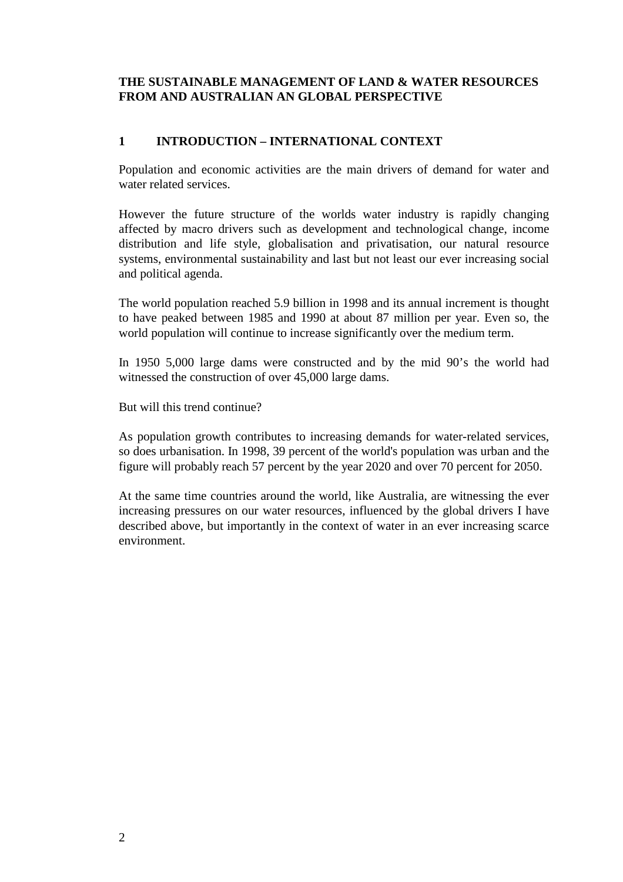**THE SUSTAINABLE MANAGEMENT OF LAND & WATER RESOURCES FROM AND AUSTRALIAN AN GLOBAL PERSPECTIVE**

## 1 INTRODUCTION – INTERNATIONAL CONTEXT

Population and economic activities are the main drivers of demand for water and water related services.

However the future structure of the worlds water industry is rapidly changing affected by macro drivers such as development and technological change, income distribution and life style, globalisation and privatisation, our natural resource systems, environmental sustainability and last but not least our ever increasing social and political agenda.

The world population reached 5.9 billion in 1998 and its annual increment is thought to have peaked between 1985 and 1990 at about 87 million per year. Even so, the world population will continue to increase significantly over the medium term.

In 1950 5,000 large dams were constructed and by the mid 90's the world had witnessed the construction of over 45,000 large dams.

But will this trend continue?

As population growth contributes to increasing demands for water-related services, so does urbanisation. In 1998, 39 percent of the world's population was urban and the figure will probably reach 57 percent by the year 2020 and over 70 percent for 2050.

At the same time countries around the world, like Australia, are witnessing the ever increasing pressures on our water resources, influenced by the global drivers I have described above, but importantly in the context of water in an ever increasing scarce environment.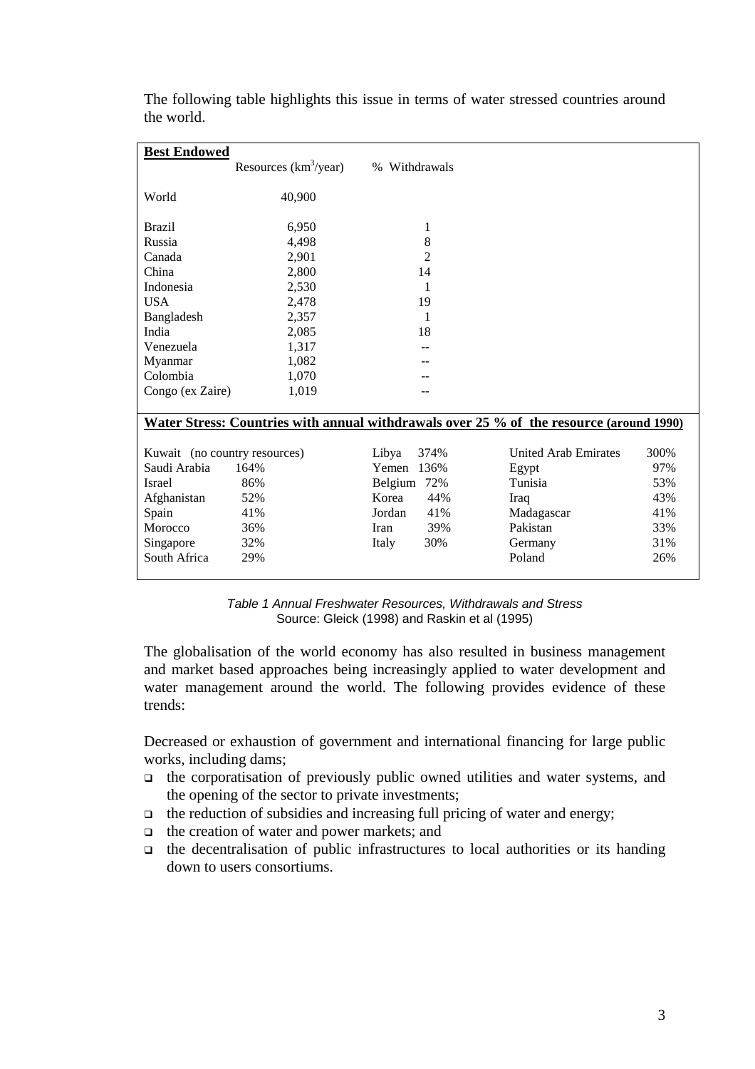The following table highlights this issue in terms of water stressed countries around the world.

| **Best Endowed** | Resources ($km^3$/year) | % Withdrawals | | | |
|---|---|---|---|---|---|
| World | 40,900 | | | | |
| Brazil | 6,950 | 1 | | | |
| Russia | 4,498 | 8 | | | |
| Canada | 2,901 | 2 | | | |
| China | 2,800 | 14 | | | |
| Indonesia | 2,530 | 1 | | | |
| USA | 2,478 | 19 | | | |
| Bangladesh | 2,357 | 1 | | | |
| India | 2,085 | 18 | | | |
| Venezuela | 1,317 | -- | | | |
| Myanmar | 1,082 | -- | | | |
| Colombia | 1,070 | -- | | | |
| Congo (ex Zaire) | 1,019 | -- | | | |
| **Water Stress: Countries with annual withdrawals over 25 % of the resource (around 1990)** | | | | | |
| Kuwait (no country resources) | | Libya | 374% | United Arab Emirates | 300% |
| Saudi Arabia | 164% | Yemen | 136% | Egypt | 97% |
| Israel | 86% | Belgium | 72% | Tunisia | 53% |
| Afghanistan | 52% | Korea | 44% | Iraq | 43% |
| Spain | 41% | Jordan | 41% | Madagascar | 41% |
| Morocco | 36% | Iran | 39% | Pakistan | 33% |
| Singapore | 32% | Italy | 30% | Germany | 31% |
| South Africa | 29% | | | Poland | 26% |

*Table 1 Annual Freshwater Resources, Withdrawals and Stress*
Source: Gleick (1998) and Raskin et al (1995)

The globalisation of the world economy has also resulted in business management and market based approaches being increasingly applied to water development and water management around the world. The following provides evidence of these trends:

Decreased or exhaustion of government and international financing for large public works, including dams;

- the corporatisation of previously public owned utilities and water systems, and the opening of the sector to private investments;
- the reduction of subsidies and increasing full pricing of water and energy;
- the creation of water and power markets; and
- the decentralisation of public infrastructures to local authorities or its handing down to users consortiums.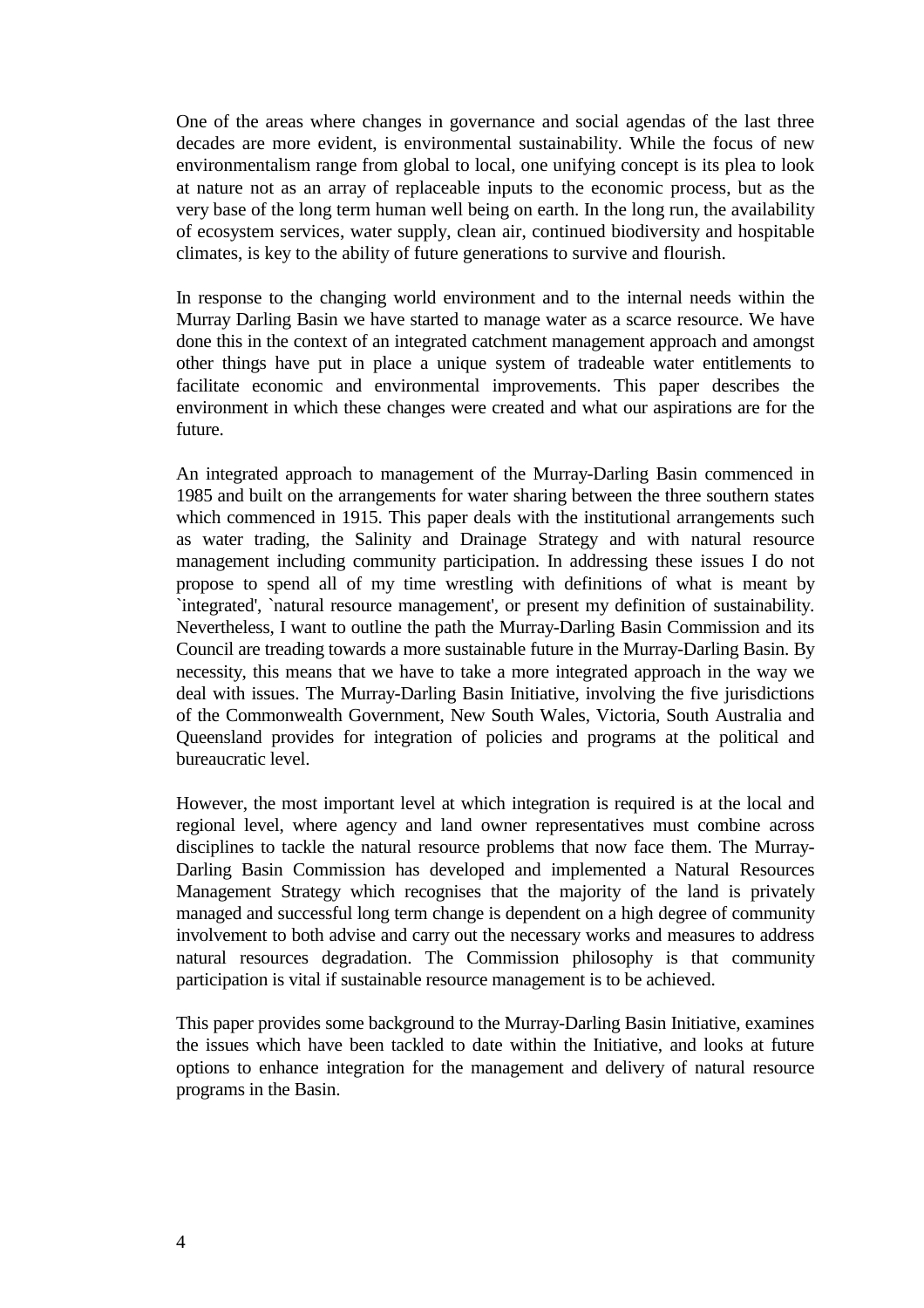One of the areas where changes in governance and social agendas of the last three decades are more evident, is environmental sustainability. While the focus of new environmentalism range from global to local, one unifying concept is its plea to look at nature not as an array of replaceable inputs to the economic process, but as the very base of the long term human well being on earth. In the long run, the availability of ecosystem services, water supply, clean air, continued biodiversity and hospitable climates, is key to the ability of future generations to survive and flourish.

In response to the changing world environment and to the internal needs within the Murray Darling Basin we have started to manage water as a scarce resource. We have done this in the context of an integrated catchment management approach and amongst other things have put in place a unique system of tradeable water entitlements to facilitate economic and environmental improvements. This paper describes the environment in which these changes were created and what our aspirations are for the future.

An integrated approach to management of the Murray-Darling Basin commenced in 1985 and built on the arrangements for water sharing between the three southern states which commenced in 1915. This paper deals with the institutional arrangements such as water trading, the Salinity and Drainage Strategy and with natural resource management including community participation. In addressing these issues I do not propose to spend all of my time wrestling with definitions of what is meant by `integrated', `natural resource management', or present my definition of sustainability. Nevertheless, I want to outline the path the Murray-Darling Basin Commission and its Council are treading towards a more sustainable future in the Murray-Darling Basin. By necessity, this means that we have to take a more integrated approach in the way we deal with issues. The Murray-Darling Basin Initiative, involving the five jurisdictions of the Commonwealth Government, New South Wales, Victoria, South Australia and Queensland provides for integration of policies and programs at the political and bureaucratic level.

However, the most important level at which integration is required is at the local and regional level, where agency and land owner representatives must combine across disciplines to tackle the natural resource problems that now face them. The Murray-Darling Basin Commission has developed and implemented a Natural Resources Management Strategy which recognises that the majority of the land is privately managed and successful long term change is dependent on a high degree of community involvement to both advise and carry out the necessary works and measures to address natural resources degradation. The Commission philosophy is that community participation is vital if sustainable resource management is to be achieved.

This paper provides some background to the Murray-Darling Basin Initiative, examines the issues which have been tackled to date within the Initiative, and looks at future options to enhance integration for the management and delivery of natural resource programs in the Basin.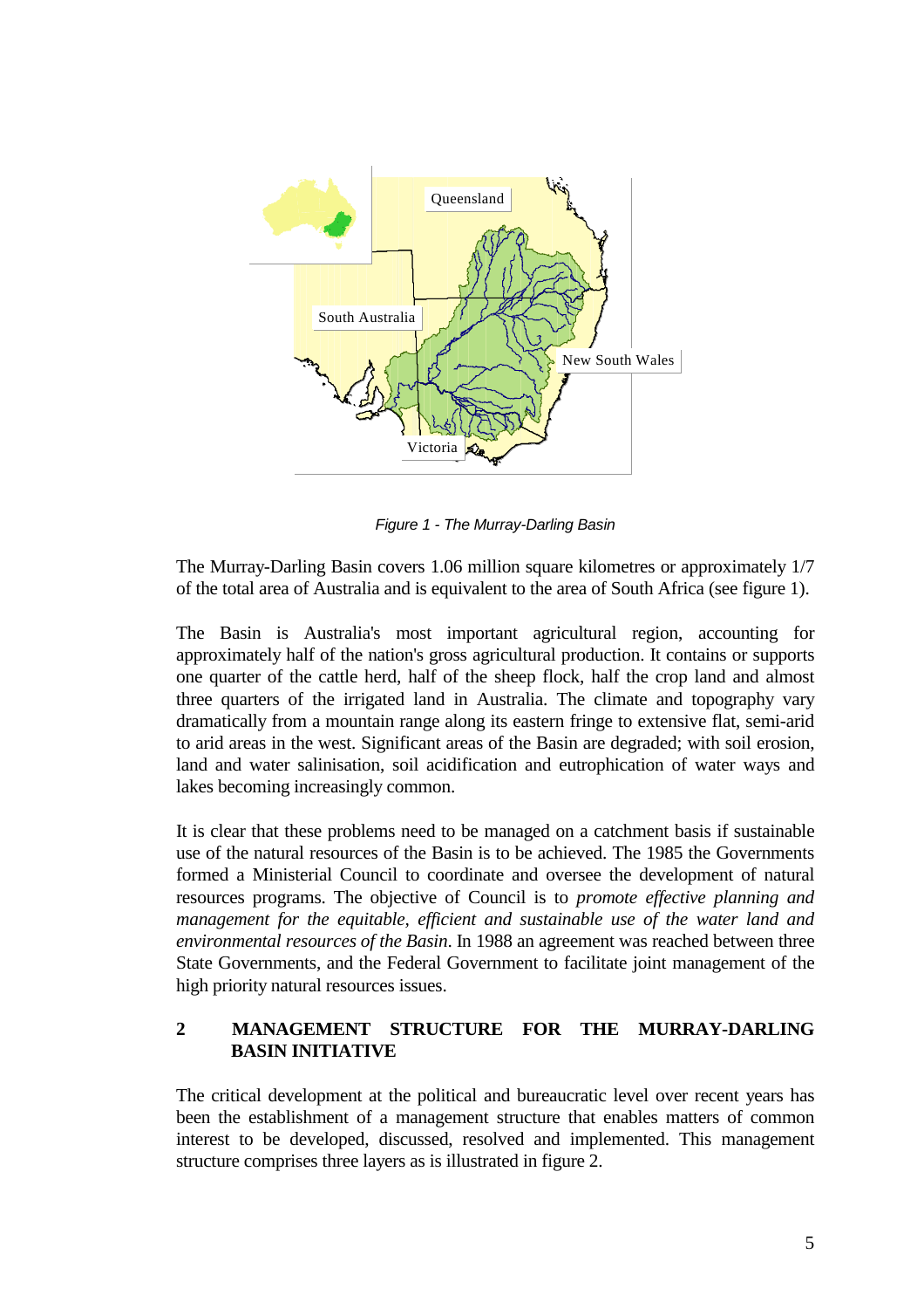*Figure 1 - The Murray-Darling Basin*

The Murray-Darling Basin covers 1.06 million square kilometres or approximately 1/7 of the total area of Australia and is equivalent to the area of South Africa (see figure 1).

The Basin is Australia's most important agricultural region, accounting for approximately half of the nation's gross agricultural production. It contains or supports one quarter of the cattle herd, half of the sheep flock, half the crop land and almost three quarters of the irrigated land in Australia. The climate and topography vary dramatically from a mountain range along its eastern fringe to extensive flat, semi-arid to arid areas in the west. Significant areas of the Basin are degraded; with soil erosion, land and water salinisation, soil acidification and eutrophication of water ways and lakes becoming increasingly common.

It is clear that these problems need to be managed on a catchment basis if sustainable use of the natural resources of the Basin is to be achieved. The 1985 the Governments formed a Ministerial Council to coordinate and oversee the development of natural resources programs. The objective of Council is to *promote effective planning and management for the equitable, efficient and sustainable use of the water land and environmental resources of the Basin*. In 1988 an agreement was reached between three State Governments, and the Federal Government to facilitate joint management of the high priority natural resources issues.

## 2 MANAGEMENT STRUCTURE FOR THE MURRAY-DARLING BASIN INITIATIVE

The critical development at the political and bureaucratic level over recent years has been the establishment of a management structure that enables matters of common interest to be developed, discussed, resolved and implemented. This management structure comprises three layers as is illustrated in figure 2.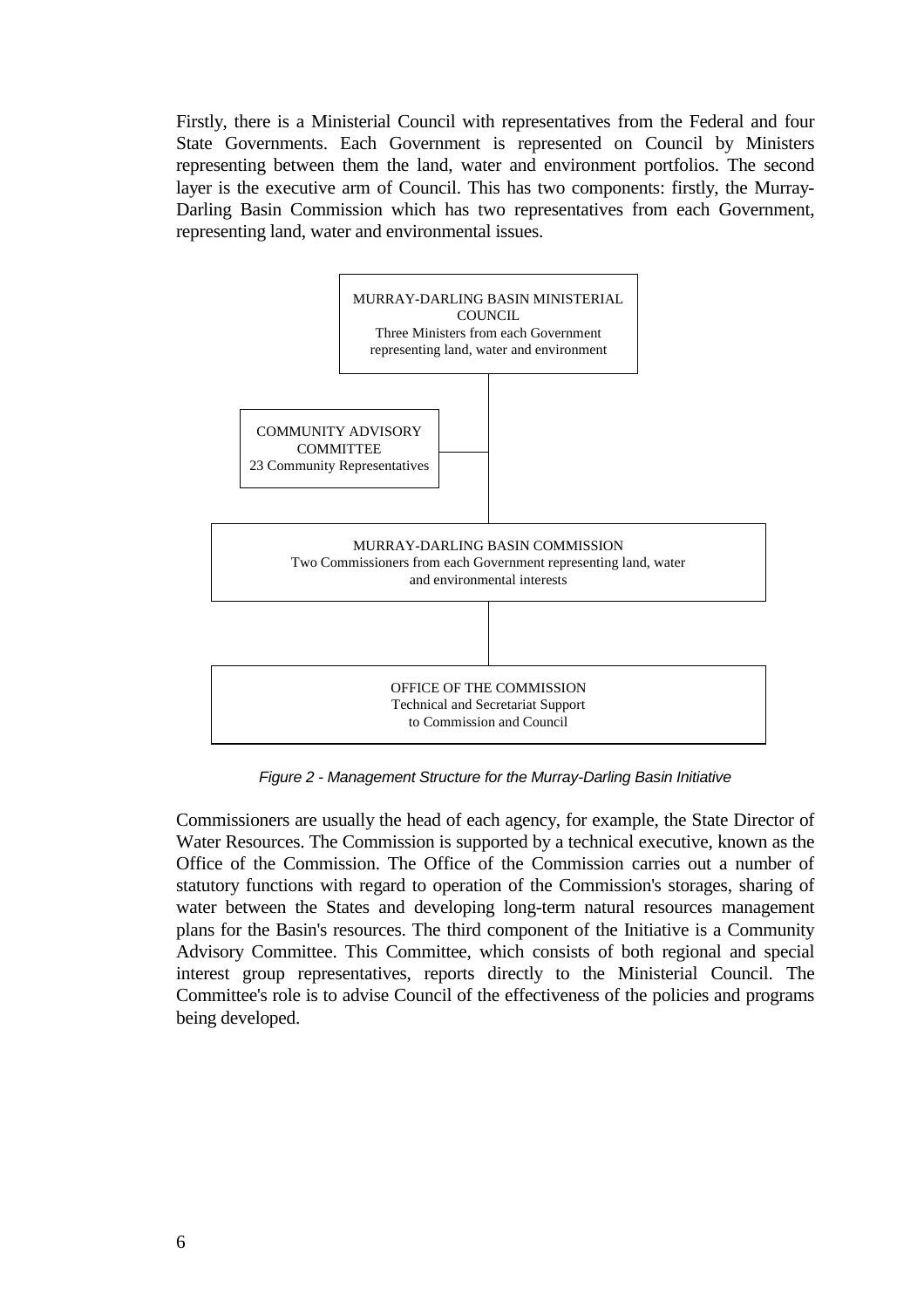Firstly, there is a Ministerial Council with representatives from the Federal and four State Governments. Each Government is represented on Council by Ministers representing between them the land, water and environment portfolios. The second layer is the executive arm of Council. This has two components: firstly, the Murray-Darling Basin Commission which has two representatives from each Government, representing land, water and environmental issues.

MURRAY-DARLING BASIN MINISTERIAL COUNCIL
Three Ministers from each Government representing land, water and environment

COMMUNITY ADVISORY COMMITTEE
23 Community Representatives

MURRAY-DARLING BASIN COMMISSION
Two Commissioners from each Government representing land, water and environmental interests

OFFICE OF THE COMMISSION
Technical and Secretariat Support to Commission and Council

*Figure 2 - Management Structure for the Murray-Darling Basin Initiative*

Commissioners are usually the head of each agency, for example, the State Director of Water Resources. The Commission is supported by a technical executive, known as the Office of the Commission. The Office of the Commission carries out a number of statutory functions with regard to operation of the Commission's storages, sharing of water between the States and developing long-term natural resources management plans for the Basin's resources. The third component of the Initiative is a Community Advisory Committee. This Committee, which consists of both regional and special interest group representatives, reports directly to the Ministerial Council. The Committee's role is to advise Council of the effectiveness of the policies and programs being developed.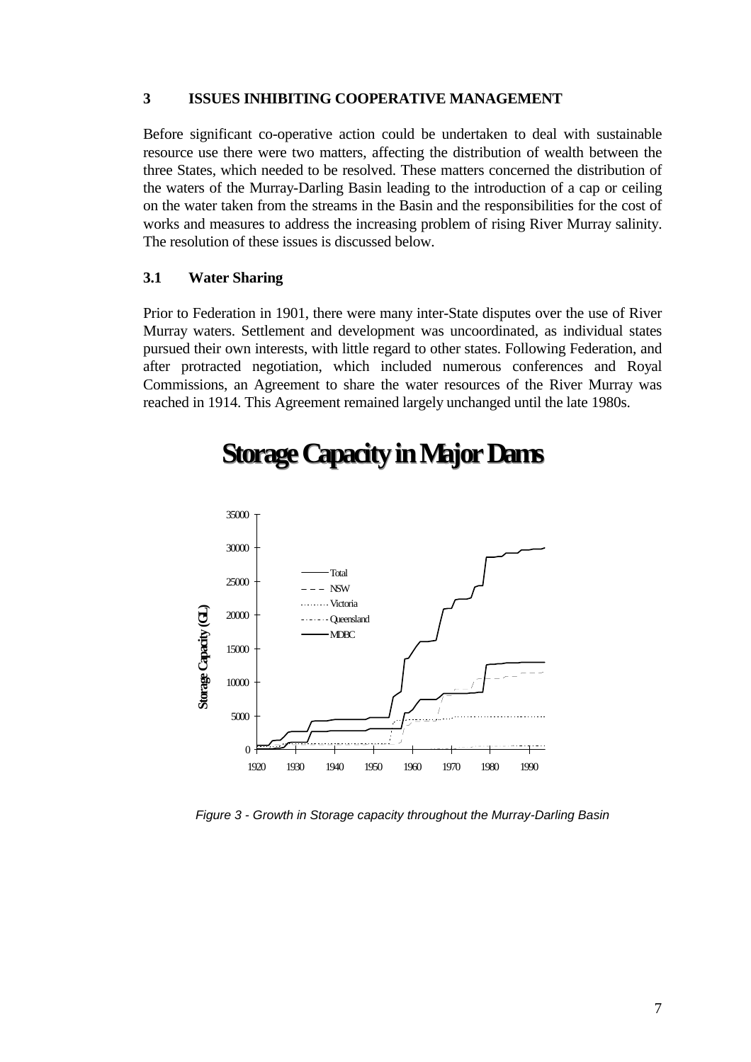## 3 ISSUES INHIBITING COOPERATIVE MANAGEMENT

Before significant co-operative action could be undertaken to deal with sustainable resource use there were two matters, affecting the distribution of wealth between the three States, which needed to be resolved. These matters concerned the distribution of the waters of the Murray-Darling Basin leading to the introduction of a cap or ceiling on the water taken from the streams in the Basin and the responsibilities for the cost of works and measures to address the increasing problem of rising River Murray salinity. The resolution of these issues is discussed below.

### 3.1 Water Sharing

Prior to Federation in 1901, there were many inter-State disputes over the use of River Murray waters. Settlement and development was uncoordinated, as individual states pursued their own interests, with little regard to other states. Following Federation, and after protracted negotiation, which included numerous conferences and Royal Commissions, an Agreement to share the water resources of the River Murray was reached in 1914. This Agreement remained largely unchanged until the late 1980s.

**Storage Capacity in Major Dams**

*Figure 3 - Growth in Storage capacity throughout the Murray-Darling Basin*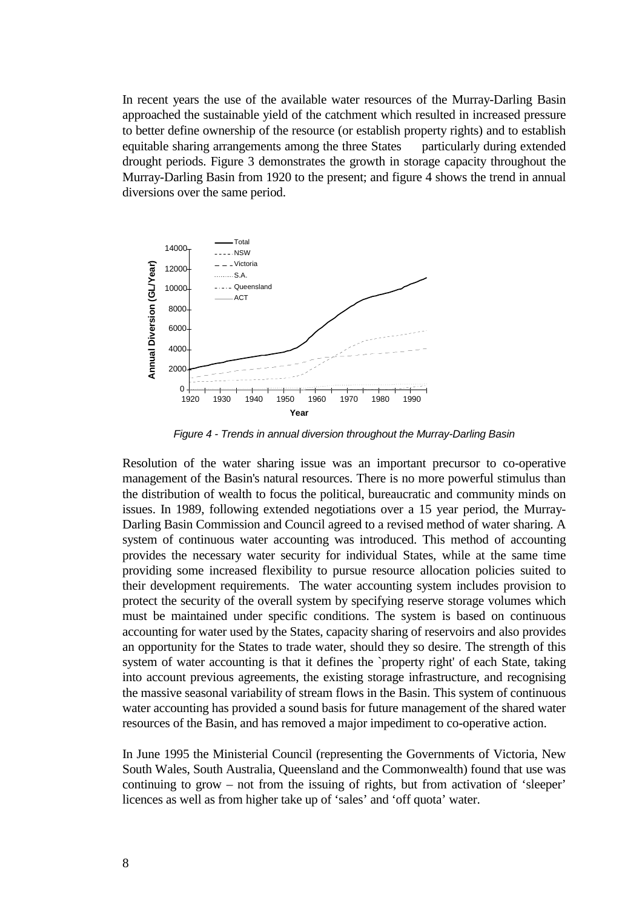In recent years the use of the available water resources of the Murray-Darling Basin approached the sustainable yield of the catchment which resulted in increased pressure to better define ownership of the resource (or establish property rights) and to establish equitable sharing arrangements among the three States particularly during extended drought periods. Figure 3 demonstrates the growth in storage capacity throughout the Murray-Darling Basin from 1920 to the present; and figure 4 shows the trend in annual diversions over the same period.

*Figure 4 - Trends in annual diversion throughout the Murray-Darling Basin*

Resolution of the water sharing issue was an important precursor to co-operative management of the Basin's natural resources. There is no more powerful stimulus than the distribution of wealth to focus the political, bureaucratic and community minds on issues. In 1989, following extended negotiations over a 15 year period, the Murray-Darling Basin Commission and Council agreed to a revised method of water sharing. A system of continuous water accounting was introduced. This method of accounting provides the necessary water security for individual States, while at the same time providing some increased flexibility to pursue resource allocation policies suited to their development requirements. The water accounting system includes provision to protect the security of the overall system by specifying reserve storage volumes which must be maintained under specific conditions. The system is based on continuous accounting for water used by the States, capacity sharing of reservoirs and also provides an opportunity for the States to trade water, should they so desire. The strength of this system of water accounting is that it defines the `property right' of each State, taking into account previous agreements, the existing storage infrastructure, and recognising the massive seasonal variability of stream flows in the Basin. This system of continuous water accounting has provided a sound basis for future management of the shared water resources of the Basin, and has removed a major impediment to co-operative action.

In June 1995 the Ministerial Council (representing the Governments of Victoria, New South Wales, South Australia, Queensland and the Commonwealth) found that use was continuing to grow – not from the issuing of rights, but from activation of 'sleeper' licences as well as from higher take up of 'sales' and 'off quota' water.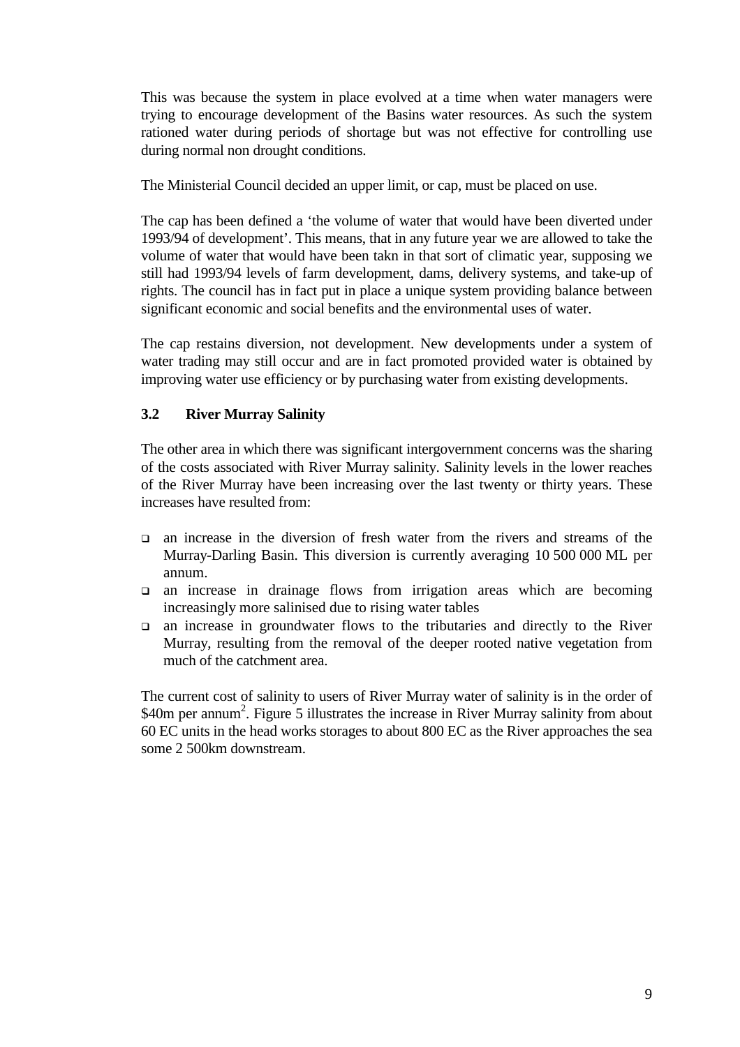This was because the system in place evolved at a time when water managers were trying to encourage development of the Basins water resources. As such the system rationed water during periods of shortage but was not effective for controlling use during normal non drought conditions.

The Ministerial Council decided an upper limit, or cap, must be placed on use.

The cap has been defined a 'the volume of water that would have been diverted under 1993/94 of development'. This means, that in any future year we are allowed to take the volume of water that would have been takn in that sort of climatic year, supposing we still had 1993/94 levels of farm development, dams, delivery systems, and take-up of rights. The council has in fact put in place a unique system providing balance between significant economic and social benefits and the environmental uses of water.

The cap restains diversion, not development. New developments under a system of water trading may still occur and are in fact promoted provided water is obtained by improving water use efficiency or by purchasing water from existing developments.

### 3.2 River Murray Salinity

The other area in which there was significant intergovernment concerns was the sharing of the costs associated with River Murray salinity. Salinity levels in the lower reaches of the River Murray have been increasing over the last twenty or thirty years. These increases have resulted from:

- an increase in the diversion of fresh water from the rivers and streams of the Murray-Darling Basin. This diversion is currently averaging 10 500 000 ML per annum.
- an increase in drainage flows from irrigation areas which are becoming increasingly more salinised due to rising water tables
- an increase in groundwater flows to the tributaries and directly to the River Murray, resulting from the removal of the deeper rooted native vegetation from much of the catchment area.

The current cost of salinity to users of River Murray water of salinity is in the order of $40m per annum[2]. Figure 5 illustrates the increase in River Murray salinity from about 60 EC units in the head works storages to about 800 EC as the River approaches the sea some 2 500km downstream.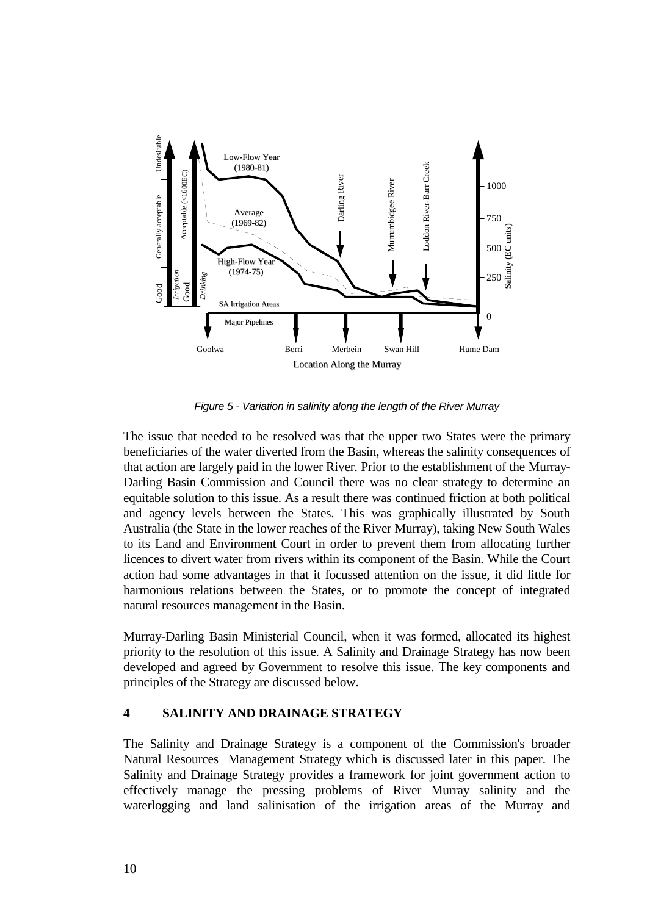*Figure 5 - Variation in salinity along the length of the River Murray*

The issue that needed to be resolved was that the upper two States were the primary beneficiaries of the water diverted from the Basin, whereas the salinity consequences of that action are largely paid in the lower River. Prior to the establishment of the Murray-Darling Basin Commission and Council there was no clear strategy to determine an equitable solution to this issue. As a result there was continued friction at both political and agency levels between the States. This was graphically illustrated by South Australia (the State in the lower reaches of the River Murray), taking New South Wales to its Land and Environment Court in order to prevent them from allocating further licences to divert water from rivers within its component of the Basin. While the Court action had some advantages in that it focussed attention on the issue, it did little for harmonious relations between the States, or to promote the concept of integrated natural resources management in the Basin.

Murray-Darling Basin Ministerial Council, when it was formed, allocated its highest priority to the resolution of this issue. A Salinity and Drainage Strategy has now been developed and agreed by Government to resolve this issue. The key components and principles of the Strategy are discussed below.

## 4 SALINITY AND DRAINAGE STRATEGY

The Salinity and Drainage Strategy is a component of the Commission's broader Natural Resources Management Strategy which is discussed later in this paper. The Salinity and Drainage Strategy provides a framework for joint government action to effectively manage the pressing problems of River Murray salinity and the waterlogging and land salinisation of the irrigation areas of the Murray and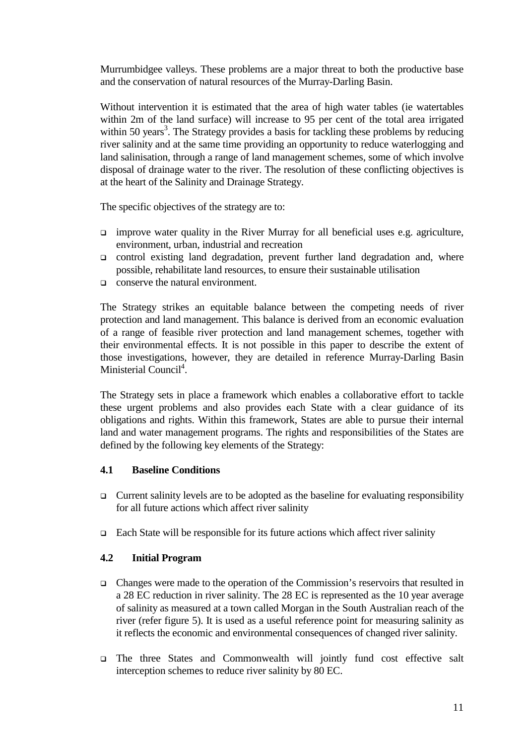Murrumbidgee valleys. These problems are a major threat to both the productive base and the conservation of natural resources of the Murray-Darling Basin.

Without intervention it is estimated that the area of high water tables (ie watertables within 2m of the land surface) will increase to 95 per cent of the total area irrigated within 50 years[3]. The Strategy provides a basis for tackling these problems by reducing river salinity and at the same time providing an opportunity to reduce waterlogging and land salinisation, through a range of land management schemes, some of which involve disposal of drainage water to the river. The resolution of these conflicting objectives is at the heart of the Salinity and Drainage Strategy.

The specific objectives of the strategy are to:

- improve water quality in the River Murray for all beneficial uses e.g. agriculture, environment, urban, industrial and recreation
- control existing land degradation, prevent further land degradation and, where possible, rehabilitate land resources, to ensure their sustainable utilisation
- conserve the natural environment.

The Strategy strikes an equitable balance between the competing needs of river protection and land management. This balance is derived from an economic evaluation of a range of feasible river protection and land management schemes, together with their environmental effects. It is not possible in this paper to describe the extent of those investigations, however, they are detailed in reference Murray-Darling Basin Ministerial Council[4].

The Strategy sets in place a framework which enables a collaborative effort to tackle these urgent problems and also provides each State with a clear guidance of its obligations and rights. Within this framework, States are able to pursue their internal land and water management programs. The rights and responsibilities of the States are defined by the following key elements of the Strategy:

### 4.1 Baseline Conditions

- Current salinity levels are to be adopted as the baseline for evaluating responsibility for all future actions which affect river salinity

- Each State will be responsible for its future actions which affect river salinity

### 4.2 Initial Program

- Changes were made to the operation of the Commission's reservoirs that resulted in a 28 EC reduction in river salinity. The 28 EC is represented as the 10 year average of salinity as measured at a town called Morgan in the South Australian reach of the river (refer figure 5). It is used as a useful reference point for measuring salinity as it reflects the economic and environmental consequences of changed river salinity.

- The three States and Commonwealth will jointly fund cost effective salt interception schemes to reduce river salinity by 80 EC.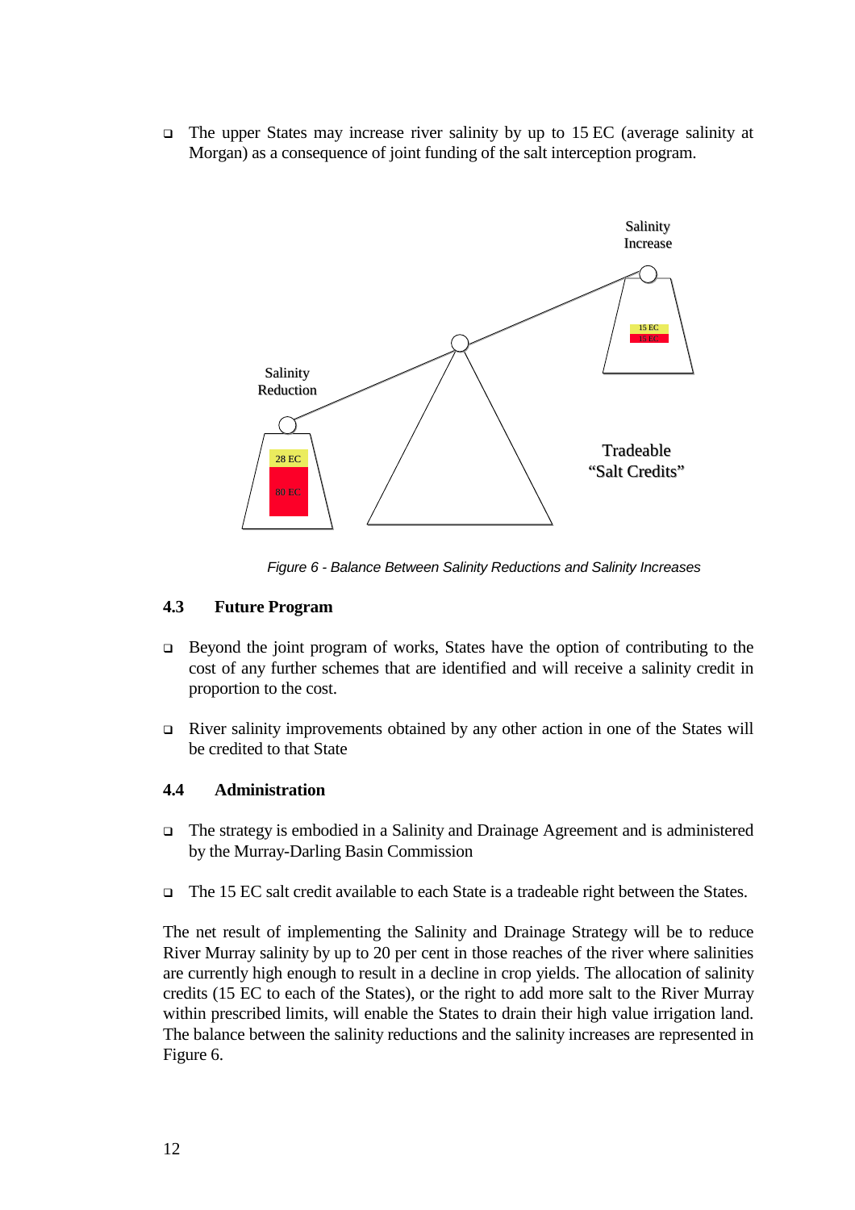- The upper States may increase river salinity by up to 15 EC (average salinity at Morgan) as a consequence of joint funding of the salt interception program.

Salinity Reduction

28 EC

80 EC

Salinity Increase

15 EC

15 EC

Tradeable "Salt Credits"

*Figure 6 - Balance Between Salinity Reductions and Salinity Increases*

### 4.3 Future Program

- Beyond the joint program of works, States have the option of contributing to the cost of any further schemes that are identified and will receive a salinity credit in proportion to the cost.

- River salinity improvements obtained by any other action in one of the States will be credited to that State

### 4.4 Administration

- The strategy is embodied in a Salinity and Drainage Agreement and is administered by the Murray-Darling Basin Commission

- The 15 EC salt credit available to each State is a tradeable right between the States.

The net result of implementing the Salinity and Drainage Strategy will be to reduce River Murray salinity by up to 20 per cent in those reaches of the river where salinities are currently high enough to result in a decline in crop yields. The allocation of salinity credits (15 EC to each of the States), or the right to add more salt to the River Murray within prescribed limits, will enable the States to drain their high value irrigation land. The balance between the salinity reductions and the salinity increases are represented in Figure 6.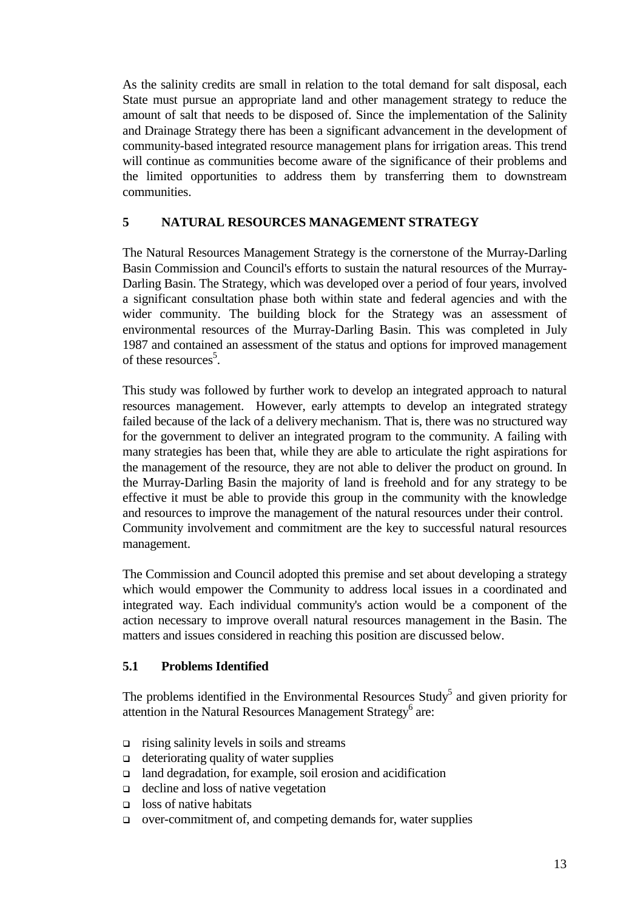As the salinity credits are small in relation to the total demand for salt disposal, each State must pursue an appropriate land and other management strategy to reduce the amount of salt that needs to be disposed of. Since the implementation of the Salinity and Drainage Strategy there has been a significant advancement in the development of community-based integrated resource management plans for irrigation areas. This trend will continue as communities become aware of the significance of their problems and the limited opportunities to address them by transferring them to downstream communities.

## 5 NATURAL RESOURCES MANAGEMENT STRATEGY

The Natural Resources Management Strategy is the cornerstone of the Murray-Darling Basin Commission and Council's efforts to sustain the natural resources of the Murray-Darling Basin. The Strategy, which was developed over a period of four years, involved a significant consultation phase both within state and federal agencies and with the wider community. The building block for the Strategy was an assessment of environmental resources of the Murray-Darling Basin. This was completed in July 1987 and contained an assessment of the status and options for improved management of these resources[5].

This study was followed by further work to develop an integrated approach to natural resources management. However, early attempts to develop an integrated strategy failed because of the lack of a delivery mechanism. That is, there was no structured way for the government to deliver an integrated program to the community. A failing with many strategies has been that, while they are able to articulate the right aspirations for the management of the resource, they are not able to deliver the product on ground. In the Murray-Darling Basin the majority of land is freehold and for any strategy to be effective it must be able to provide this group in the community with the knowledge and resources to improve the management of the natural resources under their control. Community involvement and commitment are the key to successful natural resources management.

The Commission and Council adopted this premise and set about developing a strategy which would empower the Community to address local issues in a coordinated and integrated way. Each individual community's action would be a component of the action necessary to improve overall natural resources management in the Basin. The matters and issues considered in reaching this position are discussed below.

### 5.1 Problems Identified

The problems identified in the Environmental Resources Study[5] and given priority for attention in the Natural Resources Management Strategy[6] are:

- rising salinity levels in soils and streams
- deteriorating quality of water supplies
- land degradation, for example, soil erosion and acidification
- decline and loss of native vegetation
- loss of native habitats
- over-commitment of, and competing demands for, water supplies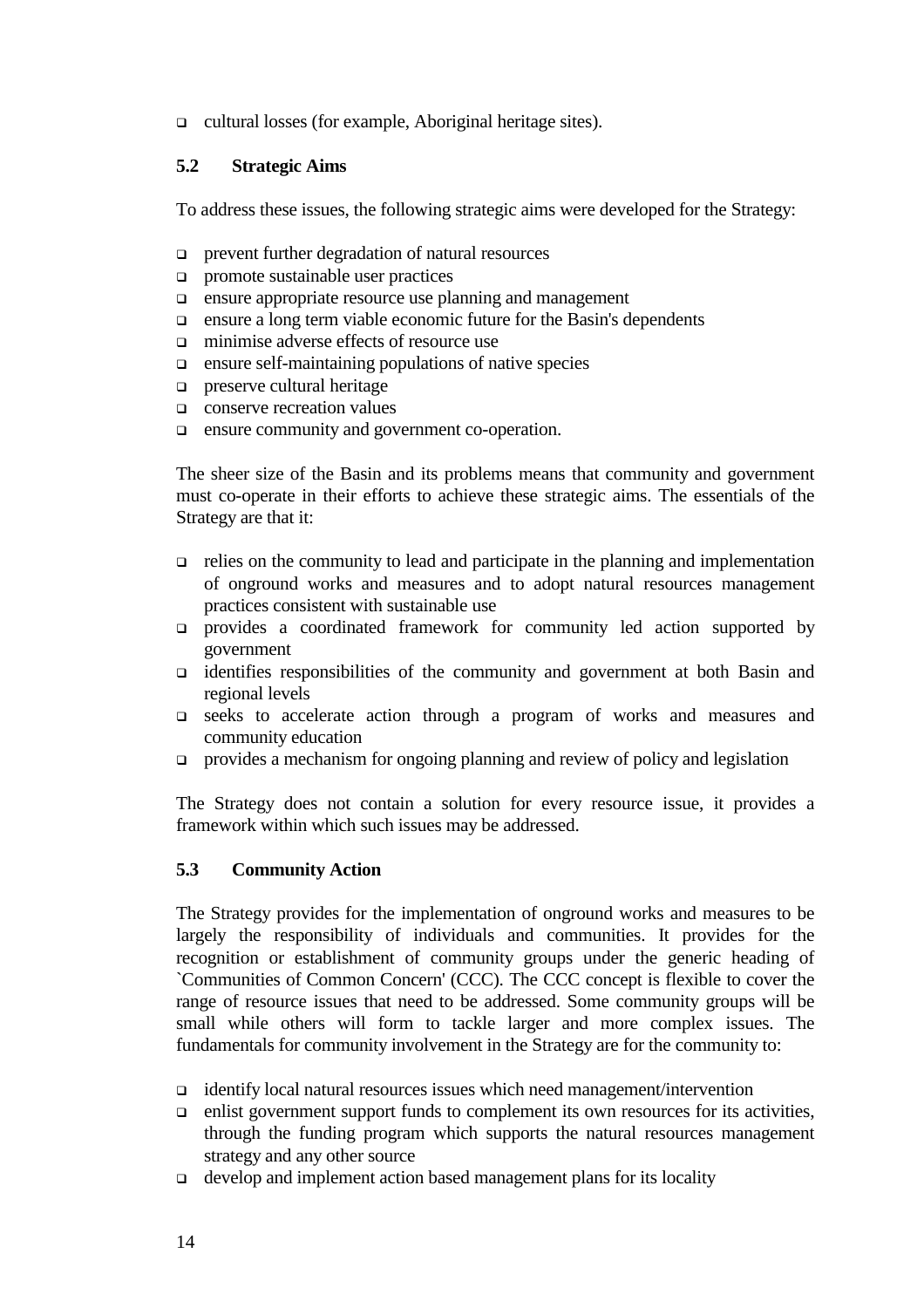- cultural losses (for example, Aboriginal heritage sites).

## 5.2 Strategic Aims

To address these issues, the following strategic aims were developed for the Strategy:

- prevent further degradation of natural resources
- promote sustainable user practices
- ensure appropriate resource use planning and management
- ensure a long term viable economic future for the Basin's dependents
- minimise adverse effects of resource use
- ensure self-maintaining populations of native species
- preserve cultural heritage
- conserve recreation values
- ensure community and government co-operation.

The sheer size of the Basin and its problems means that community and government must co-operate in their efforts to achieve these strategic aims. The essentials of the Strategy are that it:

- relies on the community to lead and participate in the planning and implementation of onground works and measures and to adopt natural resources management practices consistent with sustainable use
- provides a coordinated framework for community led action supported by government
- identifies responsibilities of the community and government at both Basin and regional levels
- seeks to accelerate action through a program of works and measures and community education
- provides a mechanism for ongoing planning and review of policy and legislation

The Strategy does not contain a solution for every resource issue, it provides a framework within which such issues may be addressed.

## 5.3 Community Action

The Strategy provides for the implementation of onground works and measures to be largely the responsibility of individuals and communities. It provides for the recognition or establishment of community groups under the generic heading of `Communities of Common Concern' (CCC). The CCC concept is flexible to cover the range of resource issues that need to be addressed. Some community groups will be small while others will form to tackle larger and more complex issues. The fundamentals for community involvement in the Strategy are for the community to:

- identify local natural resources issues which need management/intervention
- enlist government support funds to complement its own resources for its activities, through the funding program which supports the natural resources management strategy and any other source
- develop and implement action based management plans for its locality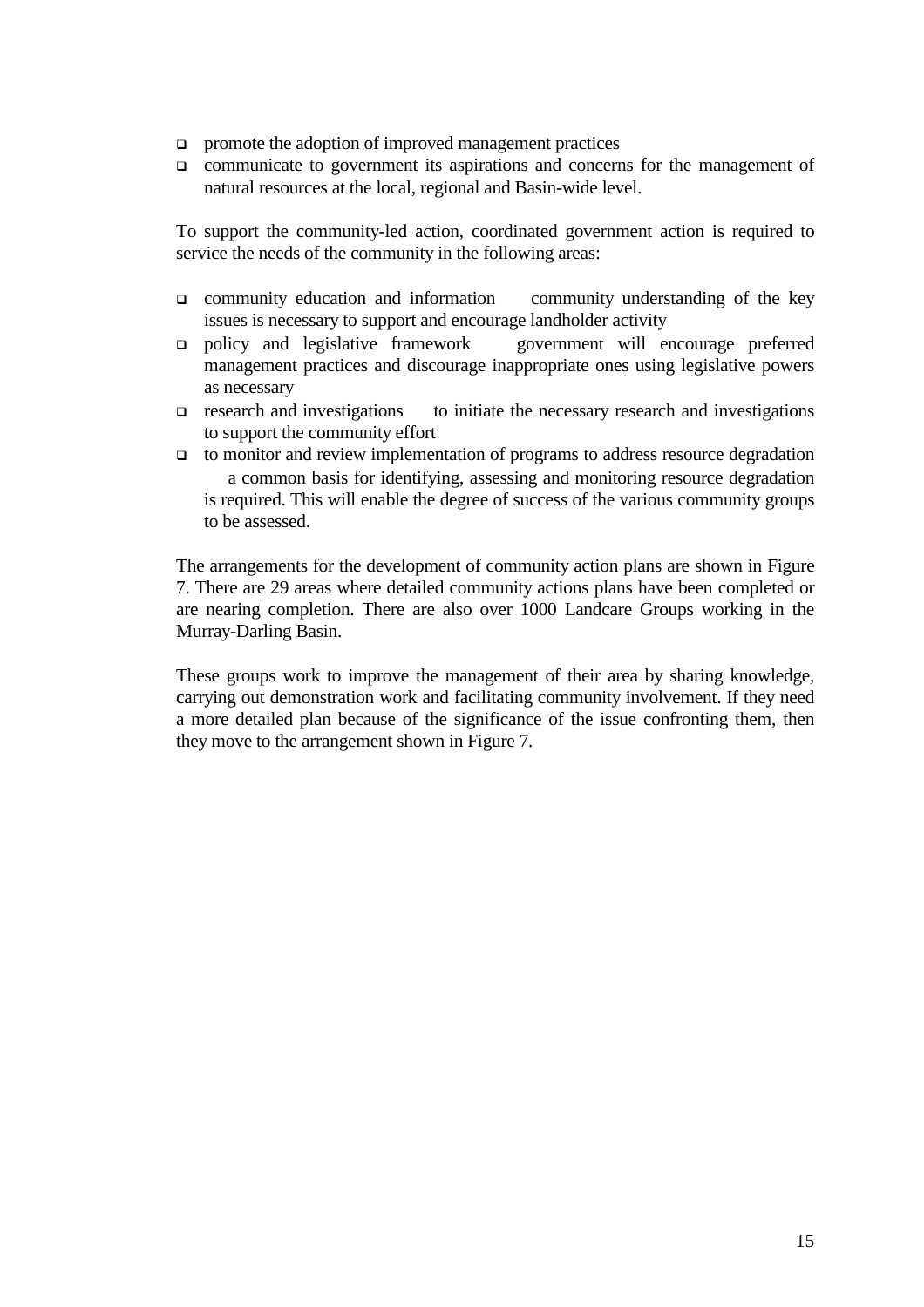- promote the adoption of improved management practices
- communicate to government its aspirations and concerns for the management of natural resources at the local, regional and Basin-wide level.

To support the community-led action, coordinated government action is required to service the needs of the community in the following areas:

- community education and information    community understanding of the key issues is necessary to support and encourage landholder activity
- policy and legislative framework    government will encourage preferred management practices and discourage inappropriate ones using legislative powers as necessary
- research and investigations    to initiate the necessary research and investigations to support the community effort
- to monitor and review implementation of programs to address resource degradation    a common basis for identifying, assessing and monitoring resource degradation is required. This will enable the degree of success of the various community groups to be assessed.

The arrangements for the development of community action plans are shown in Figure 7. There are 29 areas where detailed community actions plans have been completed or are nearing completion. There are also over 1000 Landcare Groups working in the Murray-Darling Basin.

These groups work to improve the management of their area by sharing knowledge, carrying out demonstration work and facilitating community involvement. If they need a more detailed plan because of the significance of the issue confronting them, then they move to the arrangement shown in Figure 7.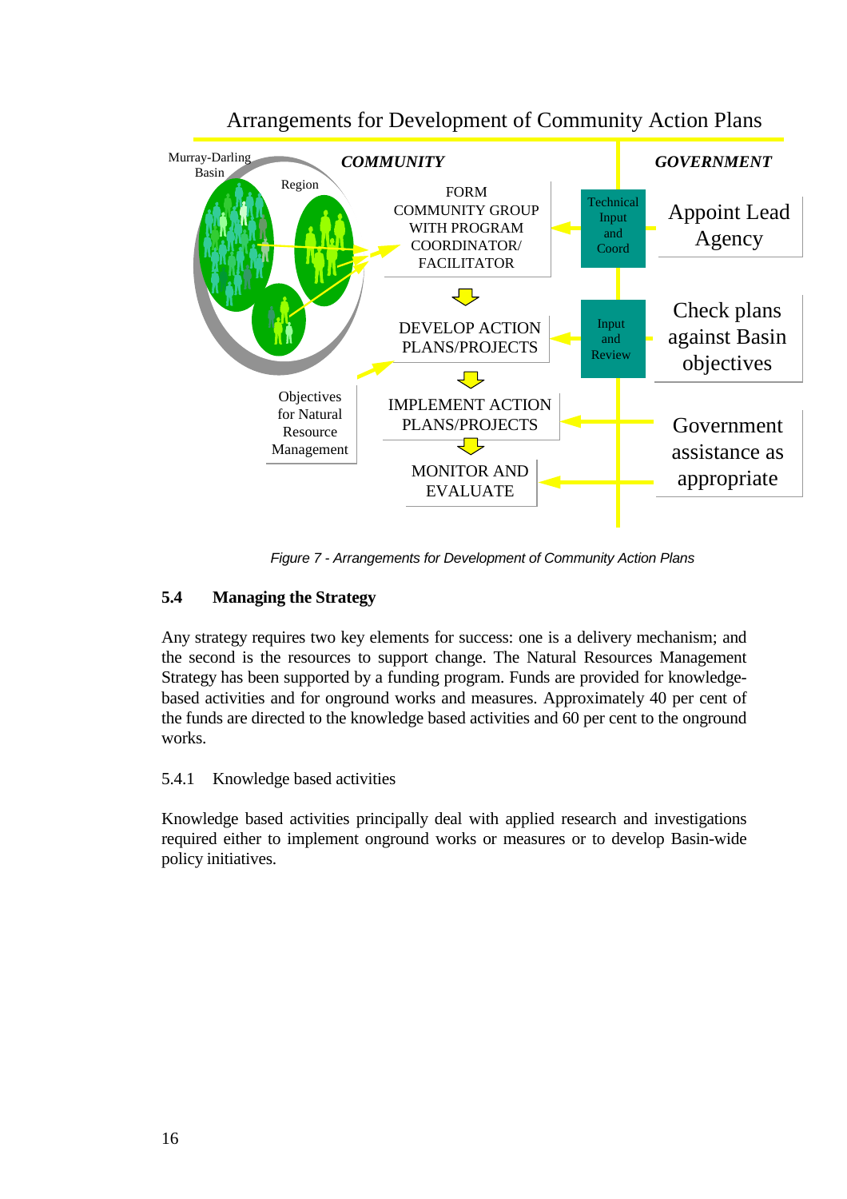Arrangements for Development of Community Action Plans

| COMMUNITY | | GOVERNMENT |
|---|---|---|
| FORM COMMUNITY GROUP WITH PROGRAM COORDINATOR/ FACILITATOR | Technical Input and Coord | Appoint Lead Agency |
| DEVELOP ACTION PLANS/PROJECTS | Input and Review | Check plans against Basin objectives |
| IMPLEMENT ACTION PLANS/PROJECTS | | Government assistance as appropriate |
| MONITOR AND EVALUATE | | |

Murray-Darling Basin

Region

Objectives for Natural Resource Management

*Figure 7 - Arrangements for Development of Community Action Plans*

## 5.4 Managing the Strategy

Any strategy requires two key elements for success: one is a delivery mechanism; and the second is the resources to support change. The Natural Resources Management Strategy has been supported by a funding program. Funds are provided for knowledge-based activities and for onground works and measures. Approximately 40 per cent of the funds are directed to the knowledge based activities and 60 per cent to the onground works.

### 5.4.1 Knowledge based activities

Knowledge based activities principally deal with applied research and investigations required either to implement onground works or measures or to develop Basin-wide policy initiatives.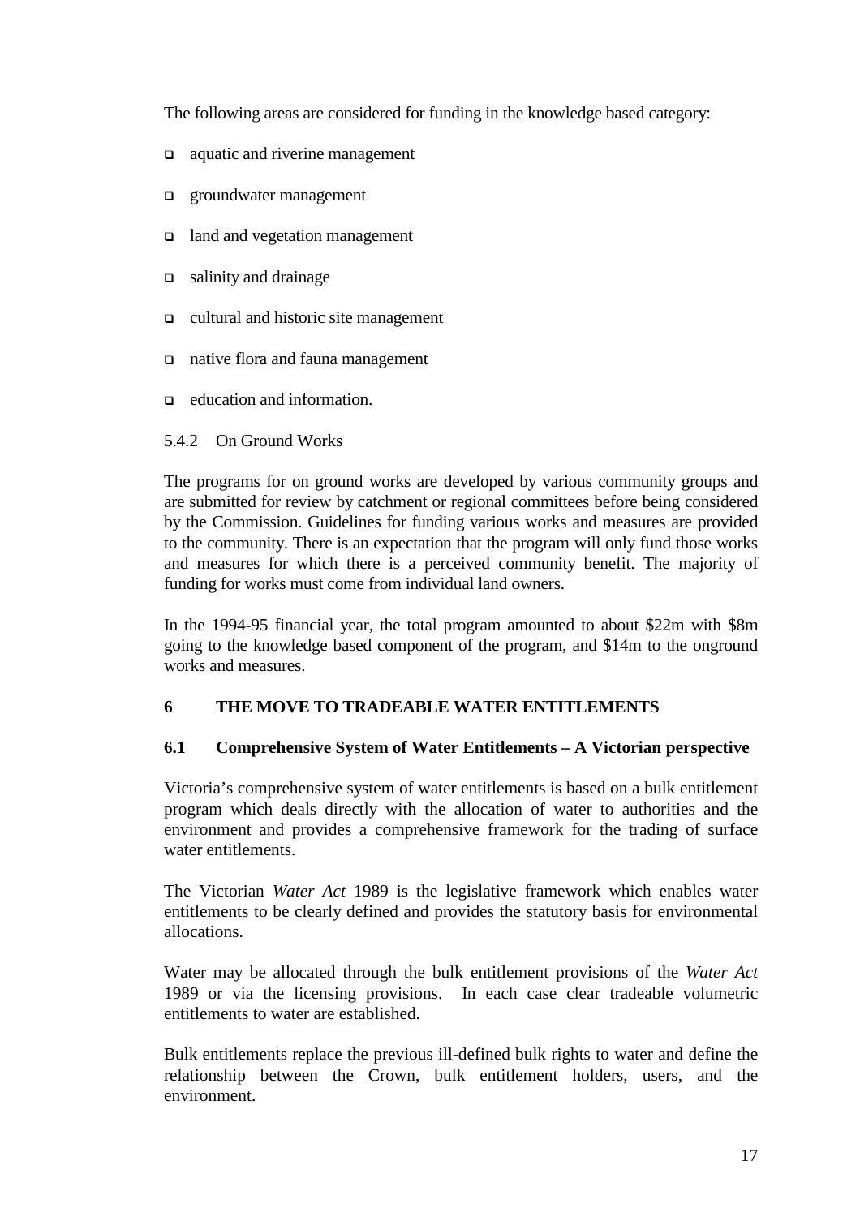The following areas are considered for funding in the knowledge based category:

- aquatic and riverine management
- groundwater management
- land and vegetation management
- salinity and drainage
- cultural and historic site management
- native flora and fauna management
- education and information.

#### 5.4.2 On Ground Works

The programs for on ground works are developed by various community groups and are submitted for review by catchment or regional committees before being considered by the Commission. Guidelines for funding various works and measures are provided to the community. There is an expectation that the program will only fund those works and measures for which there is a perceived community benefit. The majority of funding for works must come from individual land owners.

In the 1994-95 financial year, the total program amounted to about $22m with $8m going to the knowledge based component of the program, and $14m to the onground works and measures.

## 6 THE MOVE TO TRADEABLE WATER ENTITLEMENTS

### 6.1 Comprehensive System of Water Entitlements – A Victorian perspective

Victoria's comprehensive system of water entitlements is based on a bulk entitlement program which deals directly with the allocation of water to authorities and the environment and provides a comprehensive framework for the trading of surface water entitlements.

The Victorian *Water Act* 1989 is the legislative framework which enables water entitlements to be clearly defined and provides the statutory basis for environmental allocations.

Water may be allocated through the bulk entitlement provisions of the *Water Act* 1989 or via the licensing provisions. In each case clear tradeable volumetric entitlements to water are established.

Bulk entitlements replace the previous ill-defined bulk rights to water and define the relationship between the Crown, bulk entitlement holders, users, and the environment.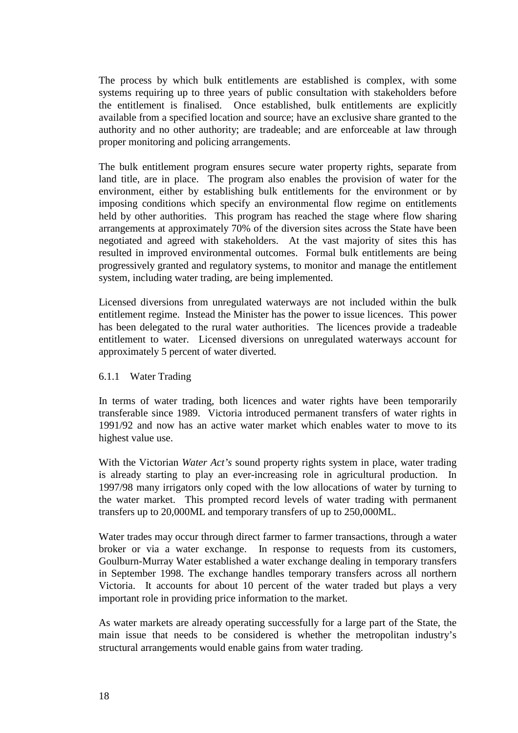The process by which bulk entitlements are established is complex, with some systems requiring up to three years of public consultation with stakeholders before the entitlement is finalised. Once established, bulk entitlements are explicitly available from a specified location and source; have an exclusive share granted to the authority and no other authority; are tradeable; and are enforceable at law through proper monitoring and policing arrangements.

The bulk entitlement program ensures secure water property rights, separate from land title, are in place. The program also enables the provision of water for the environment, either by establishing bulk entitlements for the environment or by imposing conditions which specify an environmental flow regime on entitlements held by other authorities. This program has reached the stage where flow sharing arrangements at approximately 70% of the diversion sites across the State have been negotiated and agreed with stakeholders. At the vast majority of sites this has resulted in improved environmental outcomes. Formal bulk entitlements are being progressively granted and regulatory systems, to monitor and manage the entitlement system, including water trading, are being implemented.

Licensed diversions from unregulated waterways are not included within the bulk entitlement regime. Instead the Minister has the power to issue licences. This power has been delegated to the rural water authorities. The licences provide a tradeable entitlement to water. Licensed diversions on unregulated waterways account for approximately 5 percent of water diverted.

### 6.1.1 Water Trading

In terms of water trading, both licences and water rights have been temporarily transferable since 1989. Victoria introduced permanent transfers of water rights in 1991/92 and now has an active water market which enables water to move to its highest value use.

With the Victorian *Water Act's* sound property rights system in place, water trading is already starting to play an ever-increasing role in agricultural production. In 1997/98 many irrigators only coped with the low allocations of water by turning to the water market. This prompted record levels of water trading with permanent transfers up to 20,000ML and temporary transfers of up to 250,000ML.

Water trades may occur through direct farmer to farmer transactions, through a water broker or via a water exchange. In response to requests from its customers, Goulburn-Murray Water established a water exchange dealing in temporary transfers in September 1998. The exchange handles temporary transfers across all northern Victoria. It accounts for about 10 percent of the water traded but plays a very important role in providing price information to the market.

As water markets are already operating successfully for a large part of the State, the main issue that needs to be considered is whether the metropolitan industry's structural arrangements would enable gains from water trading.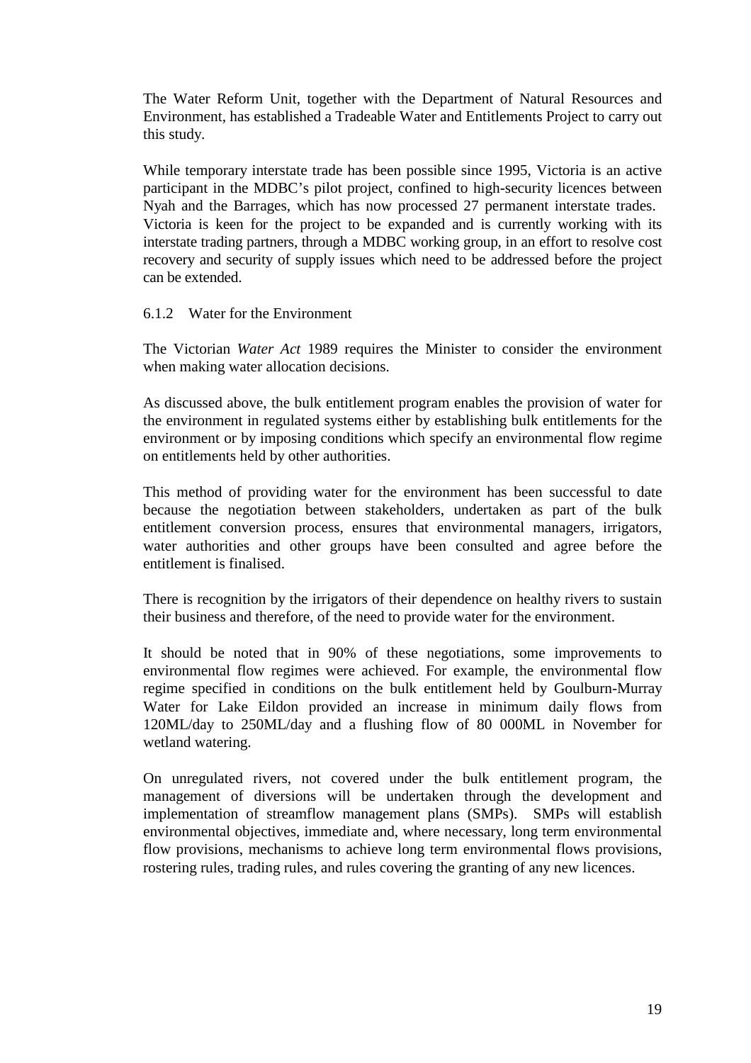The Water Reform Unit, together with the Department of Natural Resources and Environment, has established a Tradeable Water and Entitlements Project to carry out this study.

While temporary interstate trade has been possible since 1995, Victoria is an active participant in the MDBC's pilot project, confined to high-security licences between Nyah and the Barrages, which has now processed 27 permanent interstate trades. Victoria is keen for the project to be expanded and is currently working with its interstate trading partners, through a MDBC working group, in an effort to resolve cost recovery and security of supply issues which need to be addressed before the project can be extended.

### 6.1.2 Water for the Environment

The Victorian *Water Act* 1989 requires the Minister to consider the environment when making water allocation decisions.

As discussed above, the bulk entitlement program enables the provision of water for the environment in regulated systems either by establishing bulk entitlements for the environment or by imposing conditions which specify an environmental flow regime on entitlements held by other authorities.

This method of providing water for the environment has been successful to date because the negotiation between stakeholders, undertaken as part of the bulk entitlement conversion process, ensures that environmental managers, irrigators, water authorities and other groups have been consulted and agree before the entitlement is finalised.

There is recognition by the irrigators of their dependence on healthy rivers to sustain their business and therefore, of the need to provide water for the environment.

It should be noted that in 90% of these negotiations, some improvements to environmental flow regimes were achieved. For example, the environmental flow regime specified in conditions on the bulk entitlement held by Goulburn-Murray Water for Lake Eildon provided an increase in minimum daily flows from 120ML/day to 250ML/day and a flushing flow of 80 000ML in November for wetland watering.

On unregulated rivers, not covered under the bulk entitlement program, the management of diversions will be undertaken through the development and implementation of streamflow management plans (SMPs). SMPs will establish environmental objectives, immediate and, where necessary, long term environmental flow provisions, mechanisms to achieve long term environmental flows provisions, rostering rules, trading rules, and rules covering the granting of any new licences.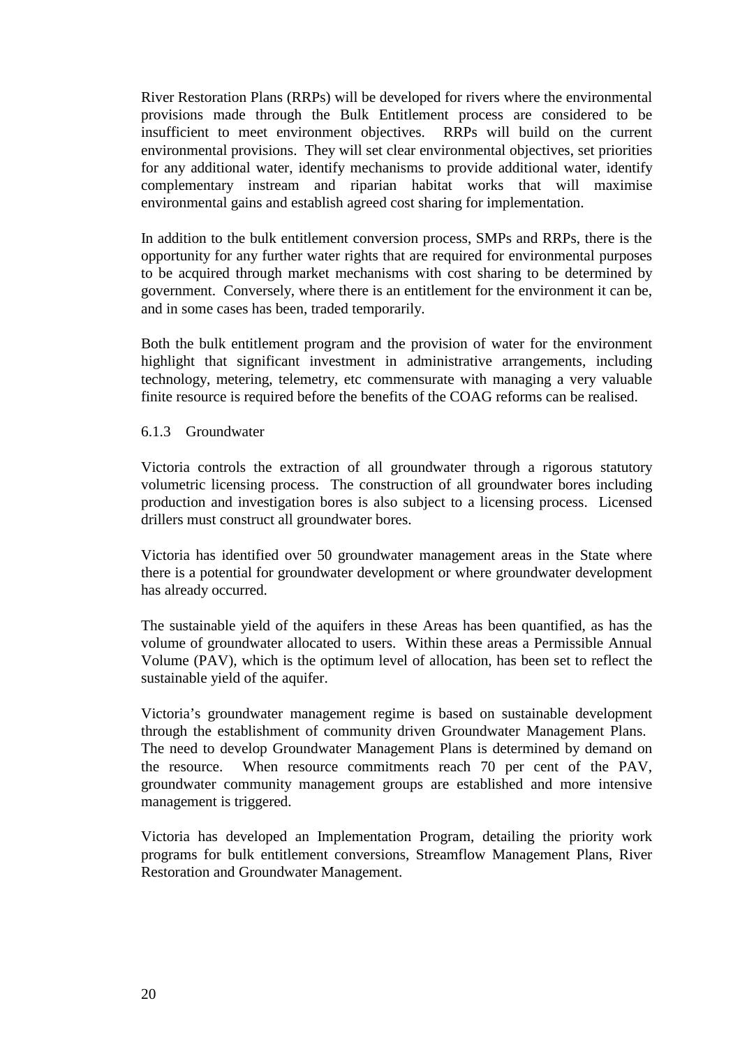River Restoration Plans (RRPs) will be developed for rivers where the environmental provisions made through the Bulk Entitlement process are considered to be insufficient to meet environment objectives. RRPs will build on the current environmental provisions. They will set clear environmental objectives, set priorities for any additional water, identify mechanisms to provide additional water, identify complementary instream and riparian habitat works that will maximise environmental gains and establish agreed cost sharing for implementation.

In addition to the bulk entitlement conversion process, SMPs and RRPs, there is the opportunity for any further water rights that are required for environmental purposes to be acquired through market mechanisms with cost sharing to be determined by government. Conversely, where there is an entitlement for the environment it can be, and in some cases has been, traded temporarily.

Both the bulk entitlement program and the provision of water for the environment highlight that significant investment in administrative arrangements, including technology, metering, telemetry, etc commensurate with managing a very valuable finite resource is required before the benefits of the COAG reforms can be realised.

### 6.1.3 Groundwater

Victoria controls the extraction of all groundwater through a rigorous statutory volumetric licensing process. The construction of all groundwater bores including production and investigation bores is also subject to a licensing process. Licensed drillers must construct all groundwater bores.

Victoria has identified over 50 groundwater management areas in the State where there is a potential for groundwater development or where groundwater development has already occurred.

The sustainable yield of the aquifers in these Areas has been quantified, as has the volume of groundwater allocated to users. Within these areas a Permissible Annual Volume (PAV), which is the optimum level of allocation, has been set to reflect the sustainable yield of the aquifer.

Victoria's groundwater management regime is based on sustainable development through the establishment of community driven Groundwater Management Plans. The need to develop Groundwater Management Plans is determined by demand on the resource. When resource commitments reach 70 per cent of the PAV, groundwater community management groups are established and more intensive management is triggered.

Victoria has developed an Implementation Program, detailing the priority work programs for bulk entitlement conversions, Streamflow Management Plans, River Restoration and Groundwater Management.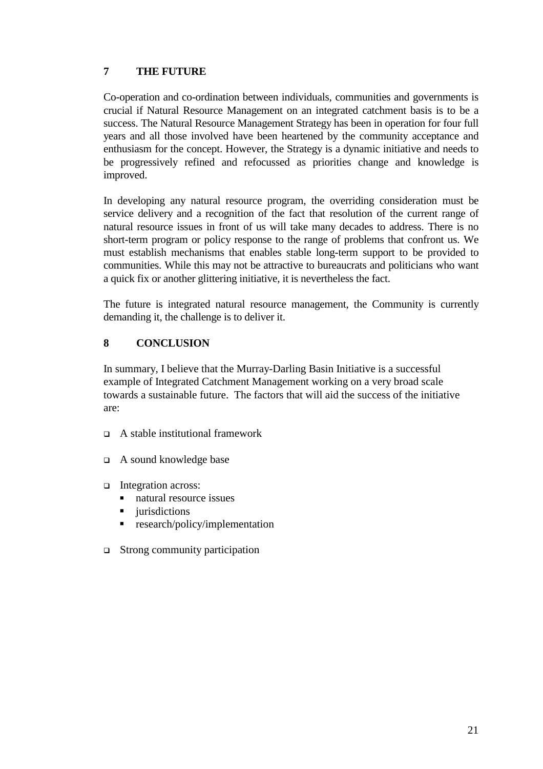## 7 THE FUTURE

Co-operation and co-ordination between individuals, communities and governments is crucial if Natural Resource Management on an integrated catchment basis is to be a success. The Natural Resource Management Strategy has been in operation for four full years and all those involved have been heartened by the community acceptance and enthusiasm for the concept. However, the Strategy is a dynamic initiative and needs to be progressively refined and refocussed as priorities change and knowledge is improved.

In developing any natural resource program, the overriding consideration must be service delivery and a recognition of the fact that resolution of the current range of natural resource issues in front of us will take many decades to address. There is no short-term program or policy response to the range of problems that confront us. We must establish mechanisms that enables stable long-term support to be provided to communities. While this may not be attractive to bureaucrats and politicians who want a quick fix or another glittering initiative, it is nevertheless the fact.

The future is integrated natural resource management, the Community is currently demanding it, the challenge is to deliver it.

## 8 CONCLUSION

In summary, I believe that the Murray-Darling Basin Initiative is a successful example of Integrated Catchment Management working on a very broad scale towards a sustainable future. The factors that will aid the success of the initiative are:

- A stable institutional framework
- A sound knowledge base
- Integration across:
  - natural resource issues
  - jurisdictions
  - research/policy/implementation
- Strong community participation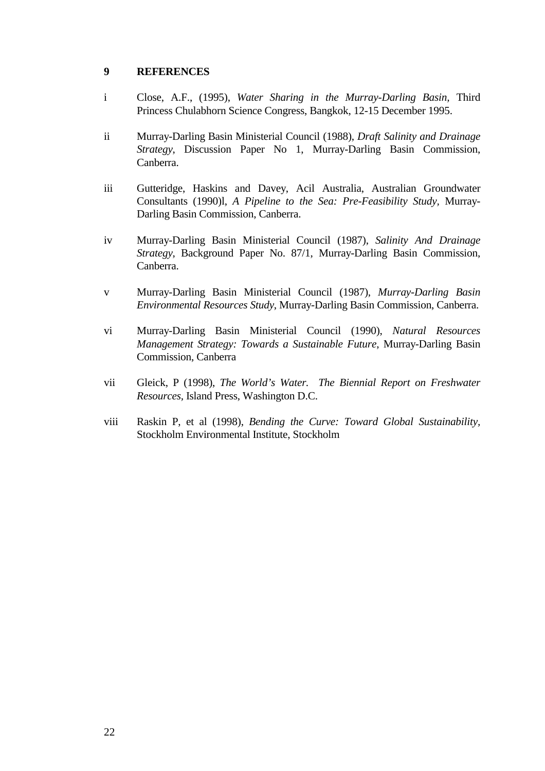## 9 REFERENCES

i Close, A.F., (1995), *Water Sharing in the Murray-Darling Basin*, Third Princess Chulabhorn Science Congress, Bangkok, 12-15 December 1995.

ii Murray-Darling Basin Ministerial Council (1988), *Draft Salinity and Drainage Strategy*, Discussion Paper No 1, Murray-Darling Basin Commission, Canberra.

iii Gutteridge, Haskins and Davey, Acil Australia, Australian Groundwater Consultants (1990)l, *A Pipeline to the Sea: Pre-Feasibility Study*, Murray-Darling Basin Commission, Canberra.

iv Murray-Darling Basin Ministerial Council (1987), *Salinity And Drainage Strategy*, Background Paper No. 87/1, Murray-Darling Basin Commission, Canberra.

v Murray-Darling Basin Ministerial Council (1987), *Murray-Darling Basin Environmental Resources Study*, Murray-Darling Basin Commission, Canberra.

vi Murray-Darling Basin Ministerial Council (1990), *Natural Resources Management Strategy: Towards a Sustainable Future*, Murray-Darling Basin Commission, Canberra

vii Gleick, P (1998), *The World's Water. The Biennial Report on Freshwater Resources*, Island Press, Washington D.C.

viii Raskin P, et al (1998), *Bending the Curve: Toward Global Sustainability*, Stockholm Environmental Institute, Stockholm